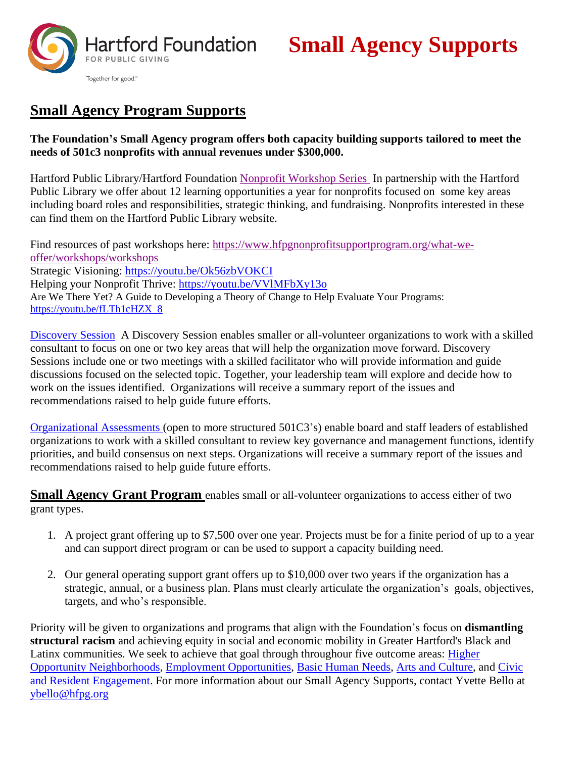Hartford Foundation FOR PUBLIC GIVING

Together for good.

# Small Agency Supports

## Small Agency Program Supports

**The Foundation's Small Agency program offers both capacity building supports tailored to meet the needs of 501c3 nonprofits with annual revenues under $300,000.**

Hartford Public Library/Hartford Foundation Nonprofit Workshop Series In partnership with the Hartford Public Library we offer about 12 learning opportunities a year for nonprofits focused on some key areas including board roles and responsibilities, strategic thinking, and fundraising. Nonprofits interested in these can find them on the Hartford Public Library website.

Find resources of past workshops here: https://www.hfpgnonprofitsupportprogram.org/what-we-offer/workshops/workshops
Strategic Visioning: https://youtu.be/Ok56zbVOKCI
Helping your Nonprofit Thrive: https://youtu.be/VVlMFbXy13o
Are We There Yet? A Guide to Developing a Theory of Change to Help Evaluate Your Programs: https://youtu.be/fLTh1cHZX_8

Discovery Session A Discovery Session enables smaller or all-volunteer organizations to work with a skilled consultant to focus on one or two key areas that will help the organization move forward. Discovery Sessions include one or two meetings with a skilled facilitator who will provide information and guide discussions focused on the selected topic. Together, your leadership team will explore and decide how to work on the issues identified. Organizations will receive a summary report of the issues and recommendations raised to help guide future efforts.

Organizational Assessments (open to more structured 501C3's) enable board and staff leaders of established organizations to work with a skilled consultant to review key governance and management functions, identify priorities, and build consensus on next steps. Organizations will receive a summary report of the issues and recommendations raised to help guide future efforts.

**Small Agency Grant Program** enables small or all-volunteer organizations to access either of two grant types.

1. A project grant offering up to $7,500 over one year. Projects must be for a finite period of up to a year and can support direct program or can be used to support a capacity building need.

2. Our general operating support grant offers up to $10,000 over two years if the organization has a strategic, annual, or a business plan. Plans must clearly articulate the organization's goals, objectives, targets, and who's responsible.

Priority will be given to organizations and programs that align with the Foundation's focus on **dismantling structural racism** and achieving equity in social and economic mobility in Greater Hartford's Black and Latinx communities. We seek to achieve that goal through throughour five outcome areas: Higher Opportunity Neighborhoods, Employment Opportunities, Basic Human Needs, Arts and Culture, and Civic and Resident Engagement. For more information about our Small Agency Supports, contact Yvette Bello at ybello@hfpg.org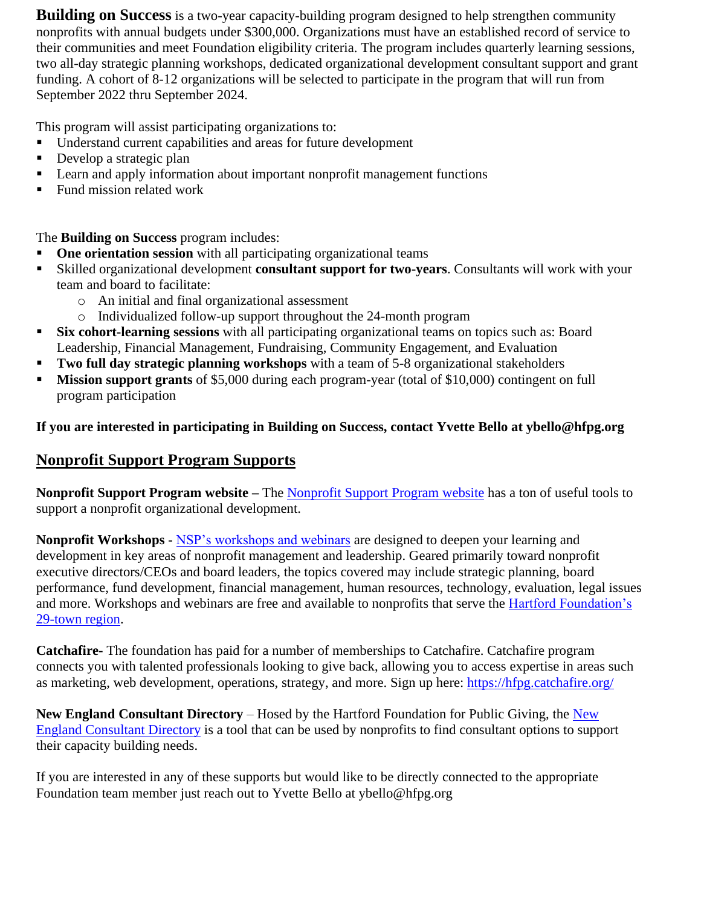**Building on Success** is a two-year capacity-building program designed to help strengthen community nonprofits with annual budgets under $300,000. Organizations must have an established record of service to their communities and meet Foundation eligibility criteria. The program includes quarterly learning sessions, two all-day strategic planning workshops, dedicated organizational development consultant support and grant funding. A cohort of 8-12 organizations will be selected to participate in the program that will run from September 2022 thru September 2024.

This program will assist participating organizations to:

- Understand current capabilities and areas for future development
- Develop a strategic plan
- Learn and apply information about important nonprofit management functions
- Fund mission related work

The **Building on Success** program includes:

- **One orientation session** with all participating organizational teams
- Skilled organizational development **consultant support for two-years**. Consultants will work with your team and board to facilitate:
  - An initial and final organizational assessment
  - Individualized follow-up support throughout the 24-month program
- **Six cohort-learning sessions** with all participating organizational teams on topics such as: Board Leadership, Financial Management, Fundraising, Community Engagement, and Evaluation
- **Two full day strategic planning workshops** with a team of 5-8 organizational stakeholders
- **Mission support grants** of $5,000 during each program-year (total of $10,000) contingent on full program participation

**If you are interested in participating in Building on Success, contact Yvette Bello at ybello@hfpg.org**

## Nonprofit Support Program Supports

**Nonprofit Support Program website –** The Nonprofit Support Program website has a ton of useful tools to support a nonprofit organizational development.

**Nonprofit Workshops -** NSP's workshops and webinars are designed to deepen your learning and development in key areas of nonprofit management and leadership. Geared primarily toward nonprofit executive directors/CEOs and board leaders, the topics covered may include strategic planning, board performance, fund development, financial management, human resources, technology, evaluation, legal issues and more. Workshops and webinars are free and available to nonprofits that serve the Hartford Foundation's 29-town region.

**Catchafire-** The foundation has paid for a number of memberships to Catchafire. Catchafire program connects you with talented professionals looking to give back, allowing you to access expertise in areas such as marketing, web development, operations, strategy, and more. Sign up here: https://hfpg.catchafire.org/

**New England Consultant Directory** – Hosed by the Hartford Foundation for Public Giving, the New England Consultant Directory is a tool that can be used by nonprofits to find consultant options to support their capacity building needs.

If you are interested in any of these supports but would like to be directly connected to the appropriate Foundation team member just reach out to Yvette Bello at ybello@hfpg.org